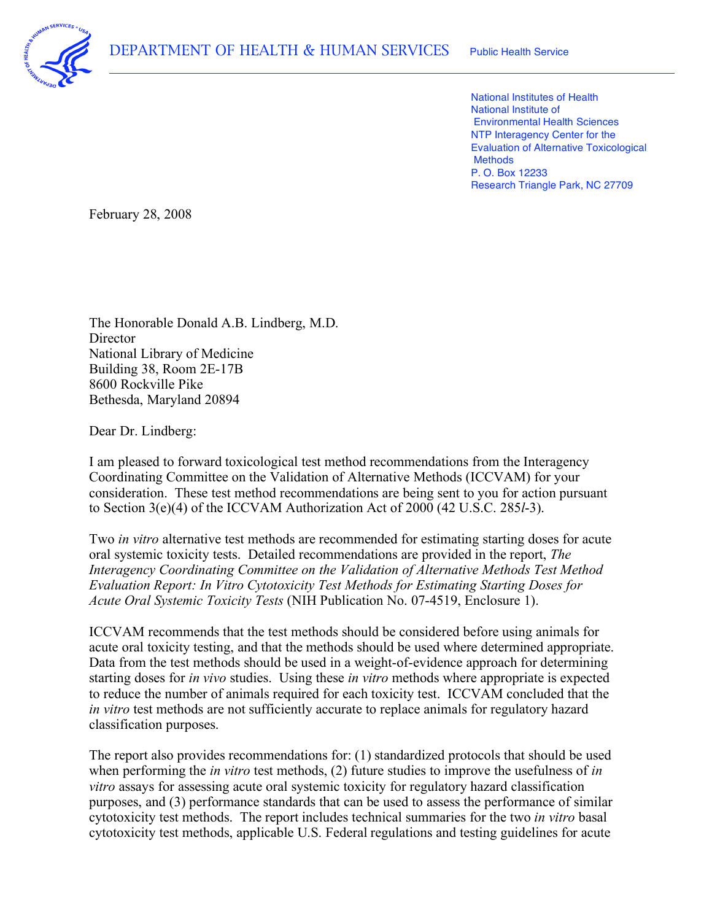DEPARTMENT OF HEALTH & HUMAN SERVICES Public Health Service

National Institutes of Health
National Institute of
Environmental Health Sciences
NTP Interagency Center for the
Evaluation of Alternative Toxicological
Methods
P. O. Box 12233
Research Triangle Park, NC 27709

February 28, 2008

The Honorable Donald A.B. Lindberg, M.D.
Director
National Library of Medicine
Building 38, Room 2E-17B
8600 Rockville Pike
Bethesda, Maryland 20894

Dear Dr. Lindberg:

I am pleased to forward toxicological test method recommendations from the Interagency Coordinating Committee on the Validation of Alternative Methods (ICCVAM) for your consideration. These test method recommendations are being sent to you for action pursuant to Section 3(e)(4) of the ICCVAM Authorization Act of 2000 (42 U.S.C. 285*l*-3).

Two *in vitro* alternative test methods are recommended for estimating starting doses for acute oral systemic toxicity tests. Detailed recommendations are provided in the report, *The Interagency Coordinating Committee on the Validation of Alternative Methods Test Method Evaluation Report: In Vitro Cytotoxicity Test Methods for Estimating Starting Doses for Acute Oral Systemic Toxicity Tests* (NIH Publication No. 07-4519, Enclosure 1).

ICCVAM recommends that the test methods should be considered before using animals for acute oral toxicity testing, and that the methods should be used where determined appropriate. Data from the test methods should be used in a weight-of-evidence approach for determining starting doses for *in vivo* studies. Using these *in vitro* methods where appropriate is expected to reduce the number of animals required for each toxicity test. ICCVAM concluded that the *in vitro* test methods are not sufficiently accurate to replace animals for regulatory hazard classification purposes.

The report also provides recommendations for: (1) standardized protocols that should be used when performing the *in vitro* test methods, (2) future studies to improve the usefulness of *in vitro* assays for assessing acute oral systemic toxicity for regulatory hazard classification purposes, and (3) performance standards that can be used to assess the performance of similar cytotoxicity test methods. The report includes technical summaries for the two *in vitro* basal cytotoxicity test methods, applicable U.S. Federal regulations and testing guidelines for acute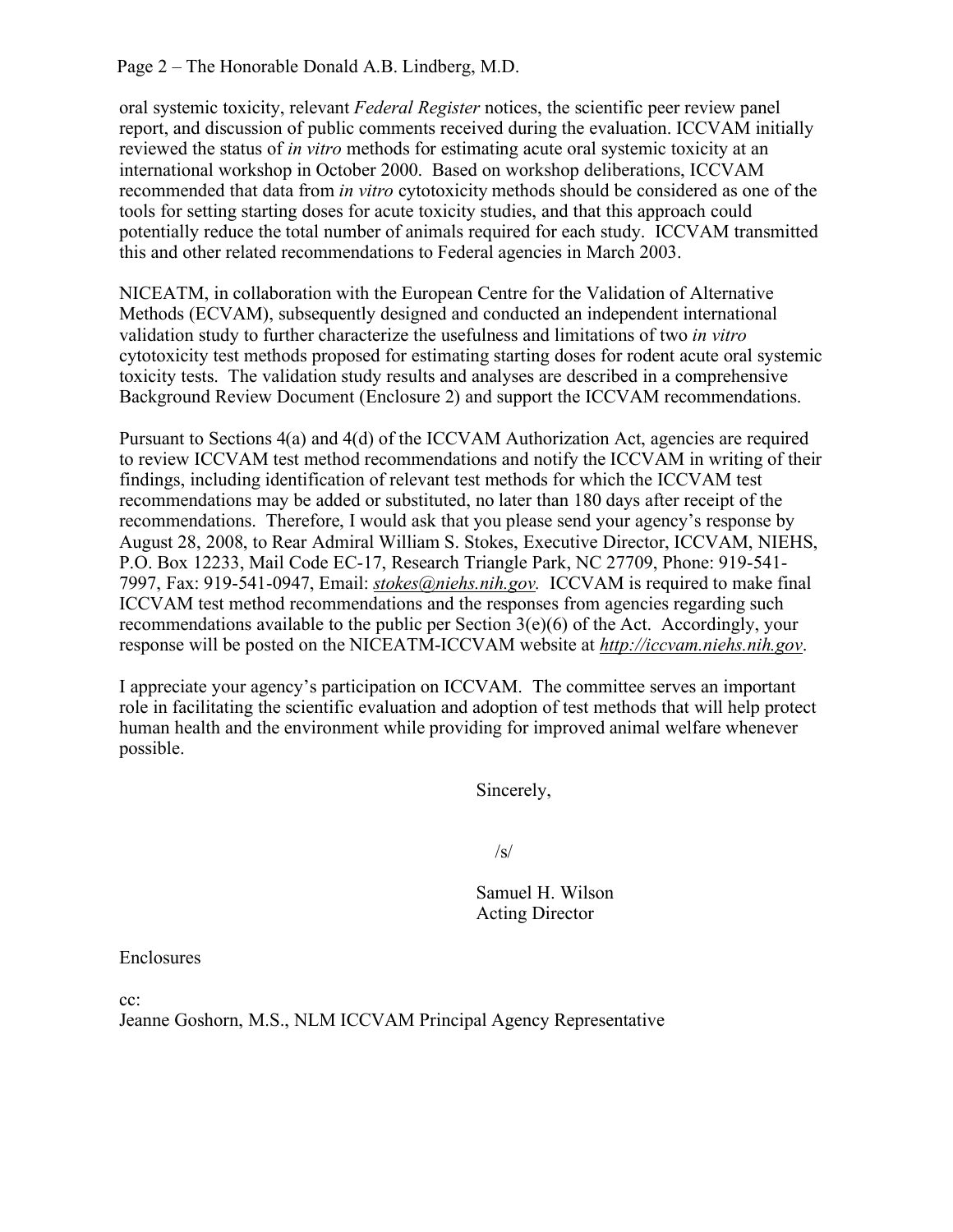oral systemic toxicity, relevant *Federal Register* notices, the scientific peer review panel report, and discussion of public comments received during the evaluation. ICCVAM initially reviewed the status of *in vitro* methods for estimating acute oral systemic toxicity at an international workshop in October 2000. Based on workshop deliberations, ICCVAM recommended that data from *in vitro* cytotoxicity methods should be considered as one of the tools for setting starting doses for acute toxicity studies, and that this approach could potentially reduce the total number of animals required for each study. ICCVAM transmitted this and other related recommendations to Federal agencies in March 2003.

NICEATM, in collaboration with the European Centre for the Validation of Alternative Methods (ECVAM), subsequently designed and conducted an independent international validation study to further characterize the usefulness and limitations of two *in vitro* cytotoxicity test methods proposed for estimating starting doses for rodent acute oral systemic toxicity tests. The validation study results and analyses are described in a comprehensive Background Review Document (Enclosure 2) and support the ICCVAM recommendations.

Pursuant to Sections 4(a) and 4(d) of the ICCVAM Authorization Act, agencies are required to review ICCVAM test method recommendations and notify the ICCVAM in writing of their findings, including identification of relevant test methods for which the ICCVAM test recommendations may be added or substituted, no later than 180 days after receipt of the recommendations. Therefore, I would ask that you please send your agency's response by August 28, 2008, to Rear Admiral William S. Stokes, Executive Director, ICCVAM, NIEHS, P.O. Box 12233, Mail Code EC-17, Research Triangle Park, NC 27709, Phone: 919-541-7997, Fax: 919-541-0947, Email: *stokes@niehs.nih.gov.* ICCVAM is required to make final ICCVAM test method recommendations and the responses from agencies regarding such recommendations available to the public per Section 3(e)(6) of the Act. Accordingly, your response will be posted on the NICEATM-ICCVAM website at *http://iccvam.niehs.nih.gov*.

I appreciate your agency's participation on ICCVAM. The committee serves an important role in facilitating the scientific evaluation and adoption of test methods that will help protect human health and the environment while providing for improved animal welfare whenever possible.

Sincerely,

/s/

Samuel H. Wilson
Acting Director

Enclosures

cc:
Jeanne Goshorn, M.S., NLM ICCVAM Principal Agency Representative